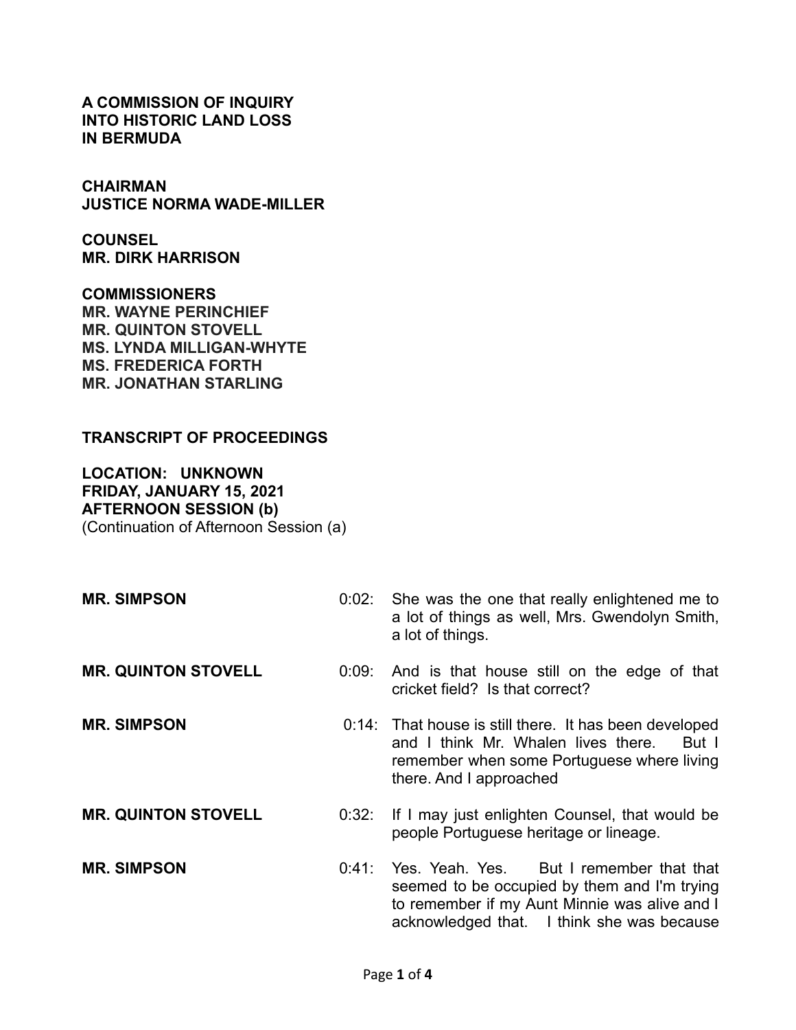**A COMMISSION OF INQUIRY INTO HISTORIC LAND LOSS IN BERMUDA**

**CHAIRMAN**
**JUSTICE NORMA WADE-MILLER**

**COUNSEL**
**MR. DIRK HARRISON**

**COMMISSIONERS**
**MR. WAYNE PERINCHIEF**
**MR. QUINTON STOVELL**
**MS. LYNDA MILLIGAN-WHYTE**
**MS. FREDERICA FORTH**
**MR. JONATHAN STARLING**

**TRANSCRIPT OF PROCEEDINGS**

**LOCATION: UNKNOWN**
**FRIDAY, JANUARY 15, 2021**
**AFTERNOON SESSION (b)**
(Continuation of Afternoon Session (a)

| | | |
|---|---|---|
| **MR. SIMPSON** | 0:02: | She was the one that really enlightened me to a lot of things as well, Mrs. Gwendolyn Smith, a lot of things. |
| **MR. QUINTON STOVELL** | 0:09: | And is that house still on the edge of that cricket field? Is that correct? |
| **MR. SIMPSON** | 0:14: | That house is still there. It has been developed and I think Mr. Whalen lives there. But I remember when some Portuguese where living there. And I approached |
| **MR. QUINTON STOVELL** | 0:32: | If I may just enlighten Counsel, that would be people Portuguese heritage or lineage. |
| **MR. SIMPSON** | 0:41: | Yes. Yeah. Yes. But I remember that that seemed to be occupied by them and I'm trying to remember if my Aunt Minnie was alive and I acknowledged that. I think she was because |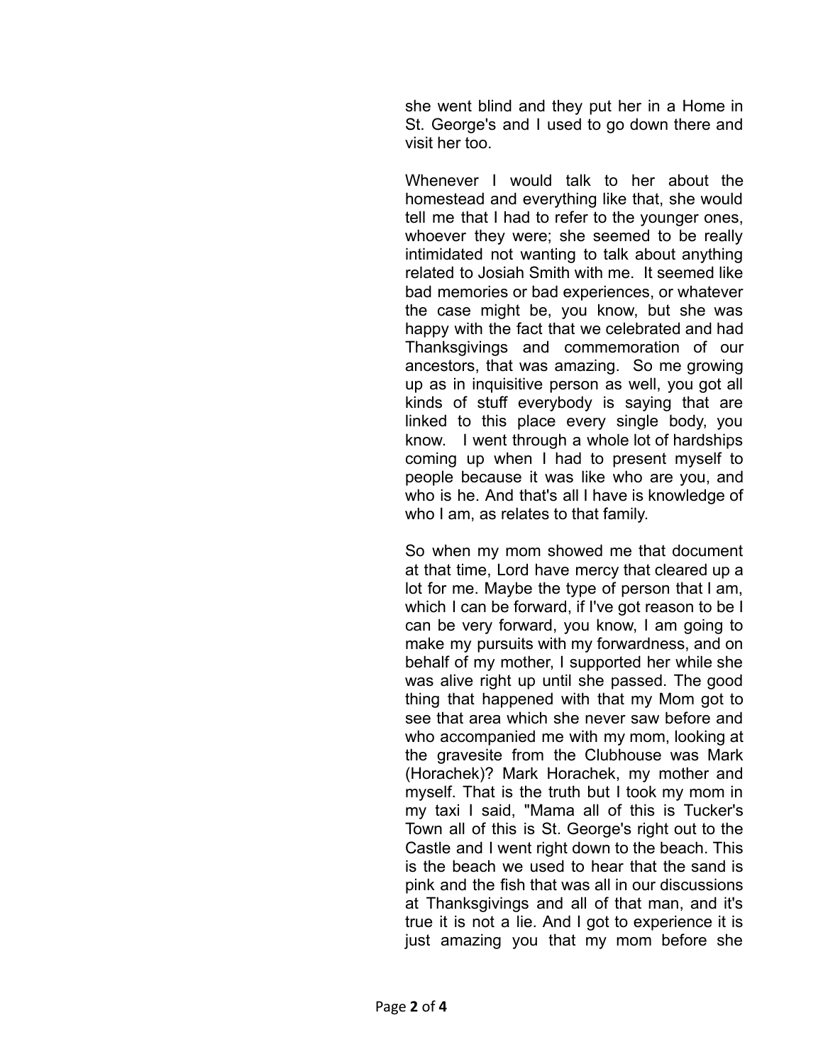she went blind and they put her in a Home in St. George's and I used to go down there and visit her too.

Whenever I would talk to her about the homestead and everything like that, she would tell me that I had to refer to the younger ones, whoever they were; she seemed to be really intimidated not wanting to talk about anything related to Josiah Smith with me. It seemed like bad memories or bad experiences, or whatever the case might be, you know, but she was happy with the fact that we celebrated and had Thanksgivings and commemoration of our ancestors, that was amazing. So me growing up as in inquisitive person as well, you got all kinds of stuff everybody is saying that are linked to this place every single body, you know. I went through a whole lot of hardships coming up when I had to present myself to people because it was like who are you, and who is he. And that's all I have is knowledge of who I am, as relates to that family.

So when my mom showed me that document at that time, Lord have mercy that cleared up a lot for me. Maybe the type of person that I am, which I can be forward, if I've got reason to be I can be very forward, you know, I am going to make my pursuits with my forwardness, and on behalf of my mother, I supported her while she was alive right up until she passed. The good thing that happened with that my Mom got to see that area which she never saw before and who accompanied me with my mom, looking at the gravesite from the Clubhouse was Mark (Horachek)? Mark Horachek, my mother and myself. That is the truth but I took my mom in my taxi I said, "Mama all of this is Tucker's Town all of this is St. George's right out to the Castle and I went right down to the beach. This is the beach we used to hear that the sand is pink and the fish that was all in our discussions at Thanksgivings and all of that man, and it's true it is not a lie. And I got to experience it is just amazing you that my mom before she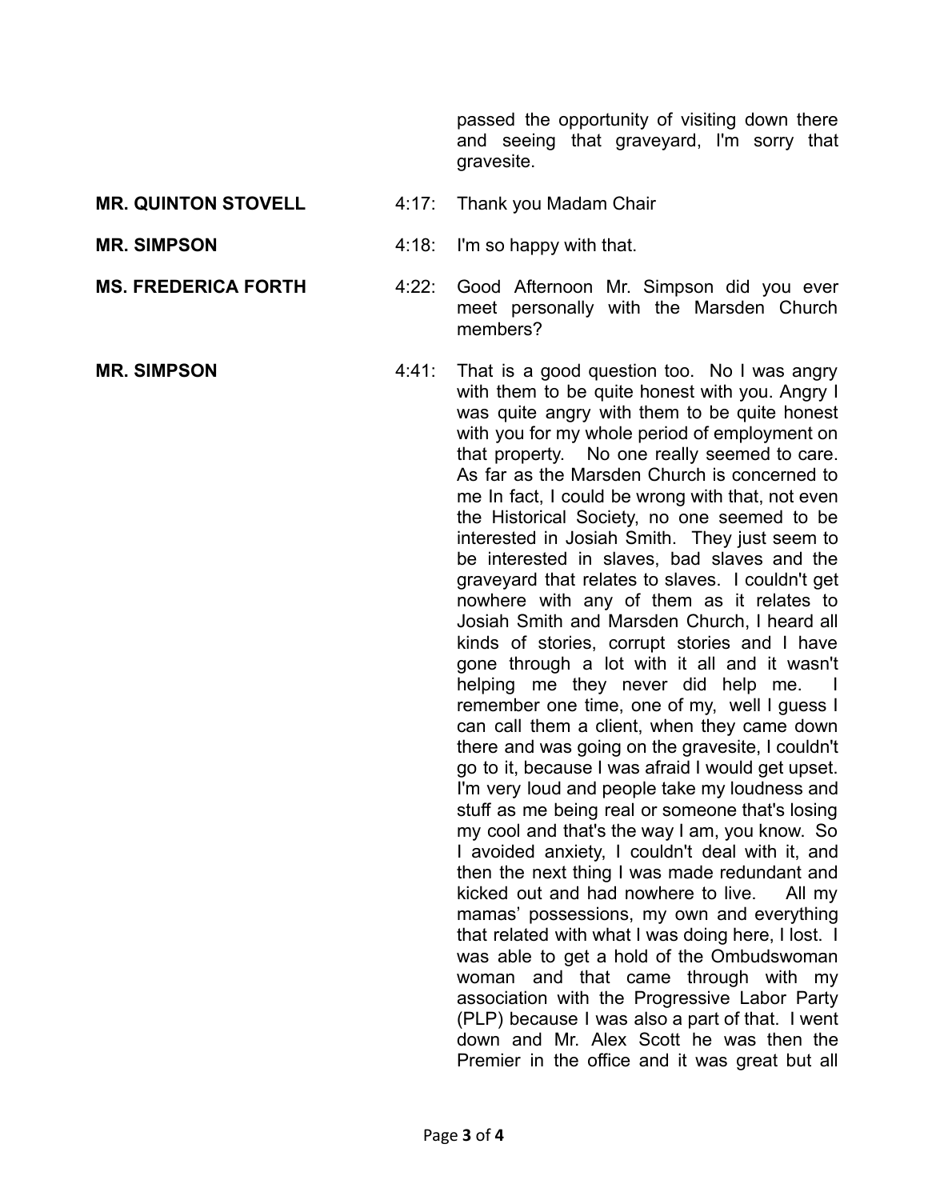passed the opportunity of visiting down there and seeing that graveyard, I'm sorry that gravesite.

**MR. QUINTON STOVELL** 4:17: Thank you Madam Chair

**MR. SIMPSON** 4:18: I'm so happy with that.

**MS. FREDERICA FORTH** 4:22: Good Afternoon Mr. Simpson did you ever meet personally with the Marsden Church members?

**MR. SIMPSON** 4:41: That is a good question too. No I was angry with them to be quite honest with you. Angry I was quite angry with them to be quite honest with you for my whole period of employment on that property. No one really seemed to care. As far as the Marsden Church is concerned to me In fact, I could be wrong with that, not even the Historical Society, no one seemed to be interested in Josiah Smith. They just seem to be interested in slaves, bad slaves and the graveyard that relates to slaves. I couldn't get nowhere with any of them as it relates to Josiah Smith and Marsden Church, I heard all kinds of stories, corrupt stories and I have gone through a lot with it all and it wasn't helping me they never did help me. I remember one time, one of my, well I guess I can call them a client, when they came down there and was going on the gravesite, I couldn't go to it, because I was afraid I would get upset. I'm very loud and people take my loudness and stuff as me being real or someone that's losing my cool and that's the way I am, you know. So I avoided anxiety, I couldn't deal with it, and then the next thing I was made redundant and kicked out and had nowhere to live. All my mamas' possessions, my own and everything that related with what I was doing here, I lost. I was able to get a hold of the Ombudswoman woman and that came through with my association with the Progressive Labor Party (PLP) because I was also a part of that. I went down and Mr. Alex Scott he was then the Premier in the office and it was great but all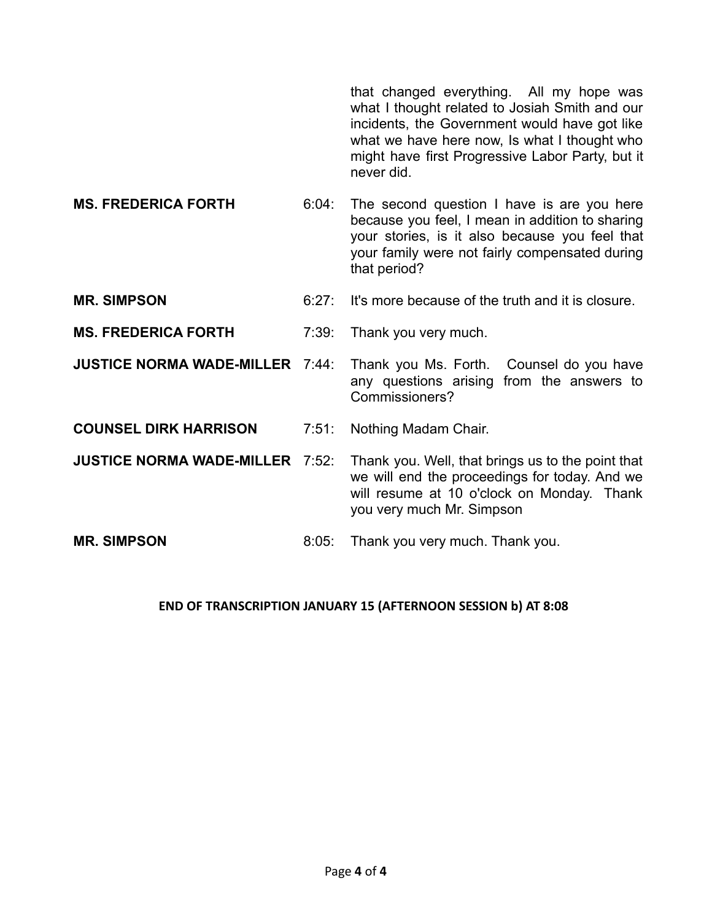that changed everything. All my hope was what I thought related to Josiah Smith and our incidents, the Government would have got like what we have here now, Is what I thought who might have first Progressive Labor Party, but it never did.

| | | |
|---|---|---|
| **MS. FREDERICA FORTH** | 6:04: | The second question I have is are you here because you feel, I mean in addition to sharing your stories, is it also because you feel that your family were not fairly compensated during that period? |
| **MR. SIMPSON** | 6:27: | It's more because of the truth and it is closure. |
| **MS. FREDERICA FORTH** | 7:39: | Thank you very much. |
| **JUSTICE NORMA WADE-MILLER** | 7:44: | Thank you Ms. Forth. Counsel do you have any questions arising from the answers to Commissioners? |
| **COUNSEL DIRK HARRISON** | 7:51: | Nothing Madam Chair. |
| **JUSTICE NORMA WADE-MILLER** | 7:52: | Thank you. Well, that brings us to the point that we will end the proceedings for today. And we will resume at 10 o'clock on Monday. Thank you very much Mr. Simpson |
| **MR. SIMPSON** | 8:05: | Thank you very much. Thank you. |

**END OF TRANSCRIPTION JANUARY 15 (AFTERNOON SESSION b) AT 8:08**